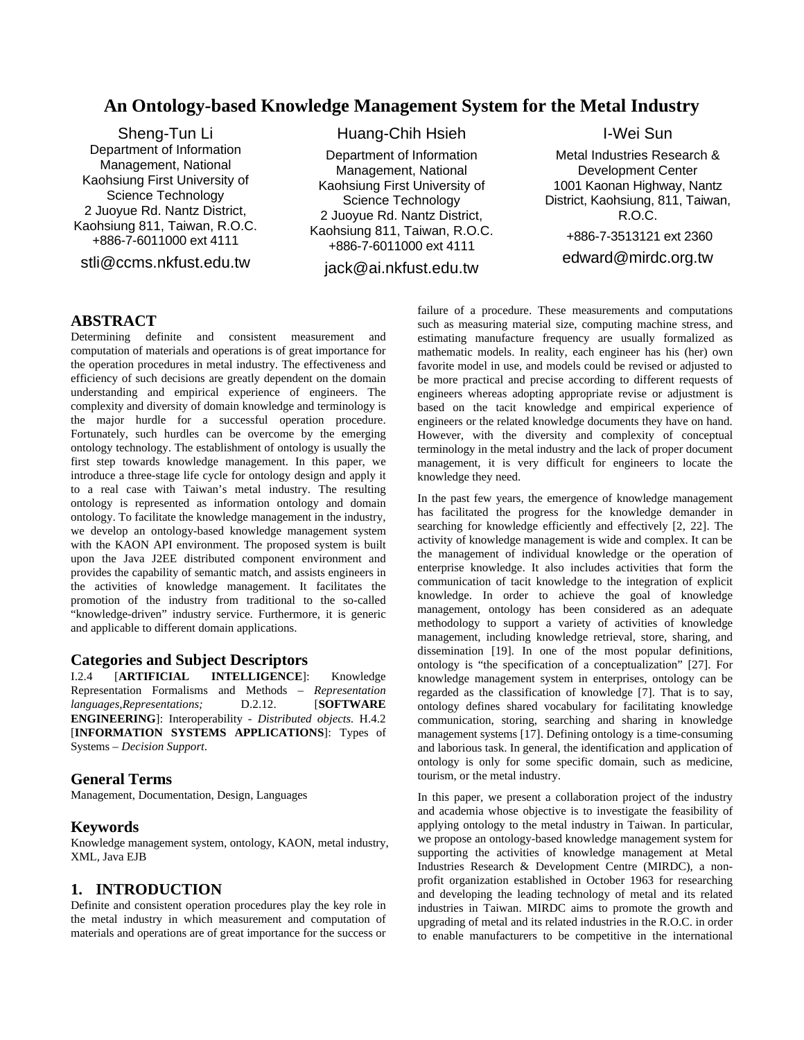# An Ontology-based Knowledge Management System for the Metal Industry

Sheng-Tun Li
Department of Information Management, National Kaohsiung First University of Science Technology
2 Juoyue Rd. Nantz District, Kaohsiung 811, Taiwan, R.O.C.
+886-7-6011000 ext 4111
stli@ccms.nkfust.edu.tw

Huang-Chih Hsieh
Department of Information Management, National Kaohsiung First University of Science Technology
2 Juoyue Rd. Nantz District, Kaohsiung 811, Taiwan, R.O.C.
+886-7-6011000 ext 4111
jack@ai.nkfust.edu.tw

I-Wei Sun
Metal Industries Research & Development Center
1001 Kaonan Highway, Nantz District, Kaohsiung, 811, Taiwan, R.O.C.
+886-7-3513121 ext 2360
edward@mirdc.org.tw

## ABSTRACT

Determining definite and consistent measurement and computation of materials and operations is of great importance for the operation procedures in metal industry. The effectiveness and efficiency of such decisions are greatly dependent on the domain understanding and empirical experience of engineers. The complexity and diversity of domain knowledge and terminology is the major hurdle for a successful operation procedure. Fortunately, such hurdles can be overcome by the emerging ontology technology. The establishment of ontology is usually the first step towards knowledge management. In this paper, we introduce a three-stage life cycle for ontology design and apply it to a real case with Taiwan's metal industry. The resulting ontology is represented as information ontology and domain ontology. To facilitate the knowledge management in the industry, we develop an ontology-based knowledge management system with the KAON API environment. The proposed system is built upon the Java J2EE distributed component environment and provides the capability of semantic match, and assists engineers in the activities of knowledge management. It facilitates the promotion of the industry from traditional to the so-called "knowledge-driven" industry service. Furthermore, it is generic and applicable to different domain applications.

### Categories and Subject Descriptors

I.2.4 [**ARTIFICIAL INTELLIGENCE**]: Knowledge Representation Formalisms and Methods – *Representation languages,Representations;* D.2.12. [**SOFTWARE ENGINEERING**]: Interoperability - *Distributed objects.* H.4.2 [**INFORMATION SYSTEMS APPLICATIONS**]: Types of Systems – *Decision Support*.

### General Terms

Management, Documentation, Design, Languages

### Keywords

Knowledge management system, ontology, KAON, metal industry, XML, Java EJB

## 1. INTRODUCTION

Definite and consistent operation procedures play the key role in the metal industry in which measurement and computation of materials and operations are of great importance for the success or failure of a procedure. These measurements and computations such as measuring material size, computing machine stress, and estimating manufacture frequency are usually formalized as mathematic models. In reality, each engineer has his (her) own favorite model in use, and models could be revised or adjusted to be more practical and precise according to different requests of engineers whereas adopting appropriate revise or adjustment is based on the tacit knowledge and empirical experience of engineers or the related knowledge documents they have on hand. However, with the diversity and complexity of conceptual terminology in the metal industry and the lack of proper document management, it is very difficult for engineers to locate the knowledge they need.

In the past few years, the emergence of knowledge management has facilitated the progress for the knowledge demander in searching for knowledge efficiently and effectively [2, 22]. The activity of knowledge management is wide and complex. It can be the management of individual knowledge or the operation of enterprise knowledge. It also includes activities that form the communication of tacit knowledge to the integration of explicit knowledge. In order to achieve the goal of knowledge management, ontology has been considered as an adequate methodology to support a variety of activities of knowledge management, including knowledge retrieval, store, sharing, and dissemination [19]. In one of the most popular definitions, ontology is "the specification of a conceptualization" [27]. For knowledge management system in enterprises, ontology can be regarded as the classification of knowledge [7]. That is to say, ontology defines shared vocabulary for facilitating knowledge communication, storing, searching and sharing in knowledge management systems [17]. Defining ontology is a time-consuming and laborious task. In general, the identification and application of ontology is only for some specific domain, such as medicine, tourism, or the metal industry.

In this paper, we present a collaboration project of the industry and academia whose objective is to investigate the feasibility of applying ontology to the metal industry in Taiwan. In particular, we propose an ontology-based knowledge management system for supporting the activities of knowledge management at Metal Industries Research & Development Centre (MIRDC), a non-profit organization established in October 1963 for researching and developing the leading technology of metal and its related industries in Taiwan. MIRDC aims to promote the growth and upgrading of metal and its related industries in the R.O.C. in order to enable manufacturers to be competitive in the international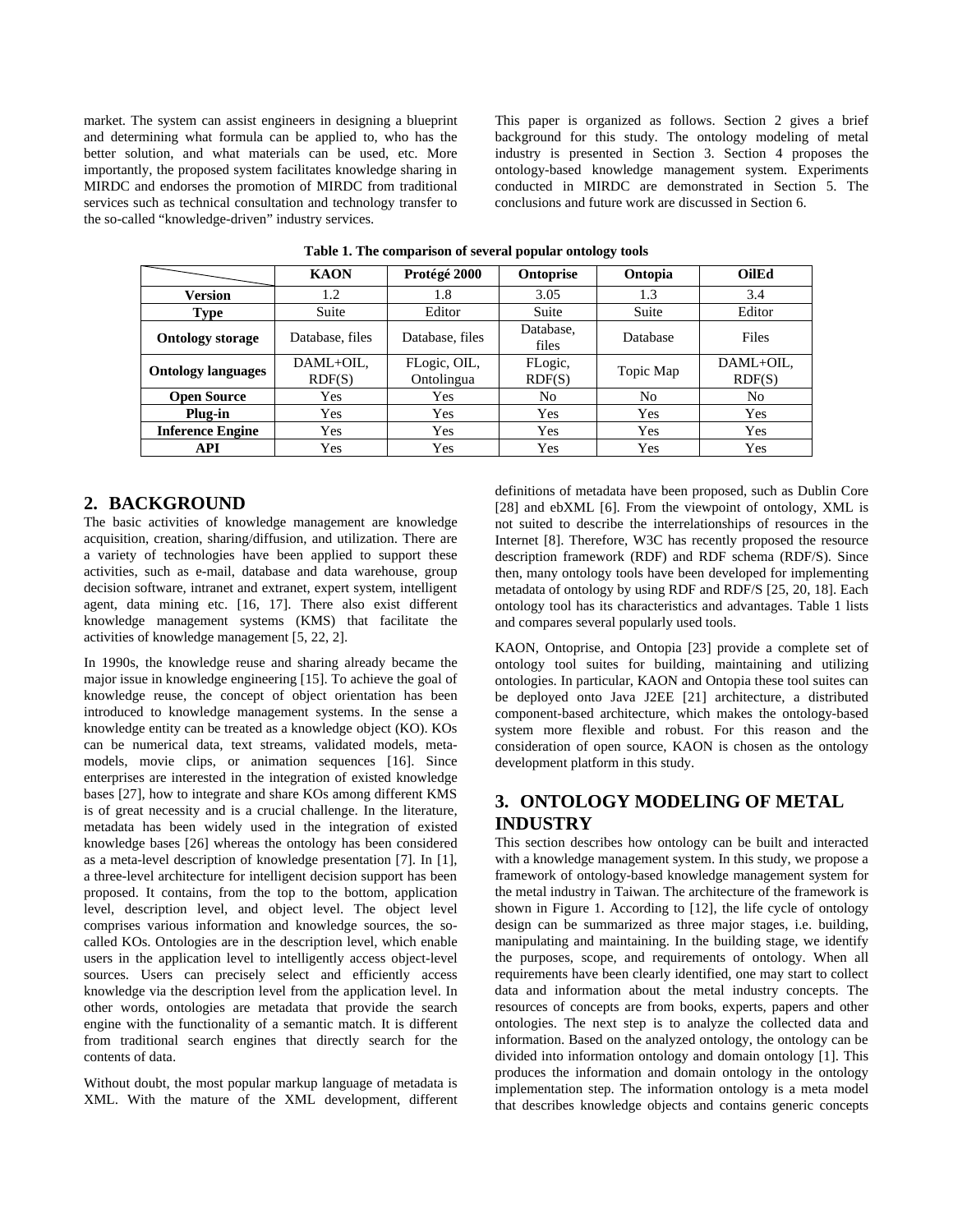market. The system can assist engineers in designing a blueprint and determining what formula can be applied to, who has the better solution, and what materials can be used, etc. More importantly, the proposed system facilitates knowledge sharing in MIRDC and endorses the promotion of MIRDC from traditional services such as technical consultation and technology transfer to the so-called "knowledge-driven" industry services.

This paper is organized as follows. Section 2 gives a brief background for this study. The ontology modeling of metal industry is presented in Section 3. Section 4 proposes the ontology-based knowledge management system. Experiments conducted in MIRDC are demonstrated in Section 5. The conclusions and future work are discussed in Section 6.

**Table 1. The comparison of several popular ontology tools**

| | KAON | Protégé 2000 | Ontoprise | Ontopia | OilEd |
|---|---|---|---|---|---|
| **Version** | 1.2 | 1.8 | 3.05 | 1.3 | 3.4 |
| **Type** | Suite | Editor | Suite | Suite | Editor |
| **Ontology storage** | Database, files | Database, files | Database, files | Database | Files |
| **Ontology languages** | DAML+OIL, RDF(S) | FLogic, OIL, Ontolingua | FLogic, RDF(S) | Topic Map | DAML+OIL, RDF(S) |
| **Open Source** | Yes | Yes | No | No | No |
| **Plug-in** | Yes | Yes | Yes | Yes | Yes |
| **Inference Engine** | Yes | Yes | Yes | Yes | Yes |
| **API** | Yes | Yes | Yes | Yes | Yes |

## 2. BACKGROUND

The basic activities of knowledge management are knowledge acquisition, creation, sharing/diffusion, and utilization. There are a variety of technologies have been applied to support these activities, such as e-mail, database and data warehouse, group decision software, intranet and extranet, expert system, intelligent agent, data mining etc. [16, 17]. There also exist different knowledge management systems (KMS) that facilitate the activities of knowledge management [5, 22, 2].

In 1990s, the knowledge reuse and sharing already became the major issue in knowledge engineering [15]. To achieve the goal of knowledge reuse, the concept of object orientation has been introduced to knowledge management systems. In the sense a knowledge entity can be treated as a knowledge object (KO). KOs can be numerical data, text streams, validated models, meta-models, movie clips, or animation sequences [16]. Since enterprises are interested in the integration of existed knowledge bases [27], how to integrate and share KOs among different KMS is of great necessity and is a crucial challenge. In the literature, metadata has been widely used in the integration of existed knowledge bases [26] whereas the ontology has been considered as a meta-level description of knowledge presentation [7]. In [1], a three-level architecture for intelligent decision support has been proposed. It contains, from the top to the bottom, application level, description level, and object level. The object level comprises various information and knowledge sources, the so-called KOs. Ontologies are in the description level, which enable users in the application level to intelligently access object-level sources. Users can precisely select and efficiently access knowledge via the description level from the application level. In other words, ontologies are metadata that provide the search engine with the functionality of a semantic match. It is different from traditional search engines that directly search for the contents of data.

Without doubt, the most popular markup language of metadata is XML. With the mature of the XML development, different definitions of metadata have been proposed, such as Dublin Core [28] and ebXML [6]. From the viewpoint of ontology, XML is not suited to describe the interrelationships of resources in the Internet [8]. Therefore, W3C has recently proposed the resource description framework (RDF) and RDF schema (RDF/S). Since then, many ontology tools have been developed for implementing metadata of ontology by using RDF and RDF/S [25, 20, 18]. Each ontology tool has its characteristics and advantages. Table 1 lists and compares several popularly used tools.

KAON, Ontoprise, and Ontopia [23] provide a complete set of ontology tool suites for building, maintaining and utilizing ontologies. In particular, KAON and Ontopia these tool suites can be deployed onto Java J2EE [21] architecture, a distributed component-based architecture, which makes the ontology-based system more flexible and robust. For this reason and the consideration of open source, KAON is chosen as the ontology development platform in this study.

## 3. ONTOLOGY MODELING OF METAL INDUSTRY

This section describes how ontology can be built and interacted with a knowledge management system. In this study, we propose a framework of ontology-based knowledge management system for the metal industry in Taiwan. The architecture of the framework is shown in Figure 1. According to [12], the life cycle of ontology design can be summarized as three major stages, i.e. building, manipulating and maintaining. In the building stage, we identify the purposes, scope, and requirements of ontology. When all requirements have been clearly identified, one may start to collect data and information about the metal industry concepts. The resources of concepts are from books, experts, papers and other ontologies. The next step is to analyze the collected data and information. Based on the analyzed ontology, the ontology can be divided into information ontology and domain ontology [1]. This produces the information and domain ontology in the ontology implementation step. The information ontology is a meta model that describes knowledge objects and contains generic concepts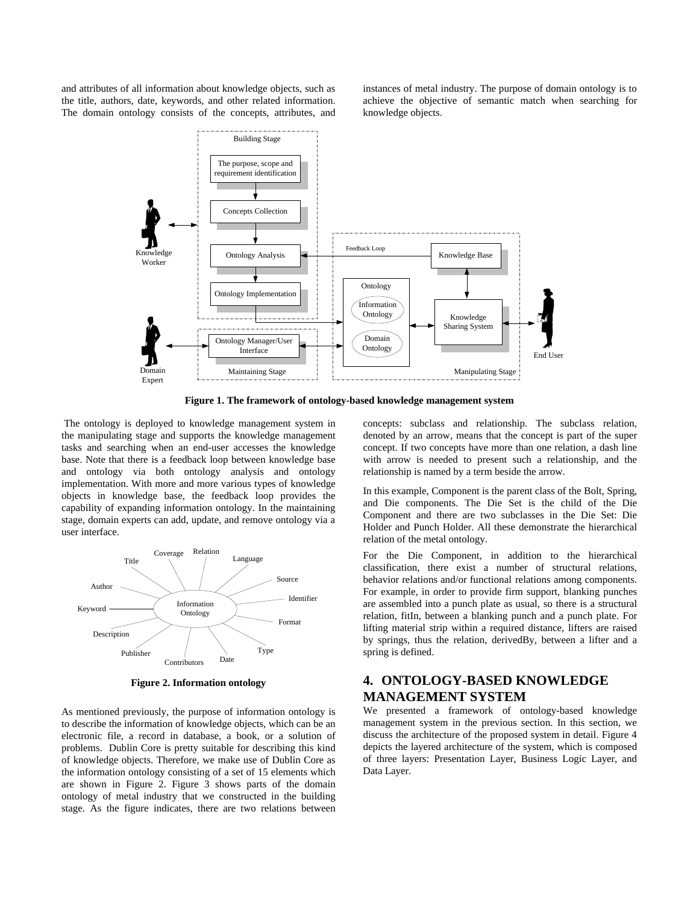and attributes of all information about knowledge objects, such as the title, authors, date, keywords, and other related information. The domain ontology consists of the concepts, attributes, and instances of metal industry. The purpose of domain ontology is to achieve the objective of semantic match when searching for knowledge objects.

**Figure 1. The framework of ontology-based knowledge management system**

The ontology is deployed to knowledge management system in the manipulating stage and supports the knowledge management tasks and searching when an end-user accesses the knowledge base. Note that there is a feedback loop between knowledge base and ontology via both ontology analysis and ontology implementation. With more and more various types of knowledge objects in knowledge base, the feedback loop provides the capability of expanding information ontology. In the maintaining stage, domain experts can add, update, and remove ontology via a user interface.

**Figure 2. Information ontology**

As mentioned previously, the purpose of information ontology is to describe the information of knowledge objects, which can be an electronic file, a record in database, a book, or a solution of problems. Dublin Core is pretty suitable for describing this kind of knowledge objects. Therefore, we make use of Dublin Core as the information ontology consisting of a set of 15 elements which are shown in Figure 2. Figure 3 shows parts of the domain ontology of metal industry that we constructed in the building stage. As the figure indicates, there are two relations between concepts: subclass and relationship. The subclass relation, denoted by an arrow, means that the concept is part of the super concept. If two concepts have more than one relation, a dash line with arrow is needed to present such a relationship, and the relationship is named by a term beside the arrow.

In this example, Component is the parent class of the Bolt, Spring, and Die components. The Die Set is the child of the Die Component and there are two subclasses in the Die Set: Die Holder and Punch Holder. All these demonstrate the hierarchical relation of the metal ontology.

For the Die Component, in addition to the hierarchical classification, there exist a number of structural relations, behavior relations and/or functional relations among components. For example, in order to provide firm support, blanking punches are assembled into a punch plate as usual, so there is a structural relation, fitIn, between a blanking punch and a punch plate. For lifting material strip within a required distance, lifters are raised by springs, thus the relation, derivedBy, between a lifter and a spring is defined.

## 4. ONTOLOGY-BASED KNOWLEDGE MANAGEMENT SYSTEM

We presented a framework of ontology-based knowledge management system in the previous section. In this section, we discuss the architecture of the proposed system in detail. Figure 4 depicts the layered architecture of the system, which is composed of three layers: Presentation Layer, Business Logic Layer, and Data Layer.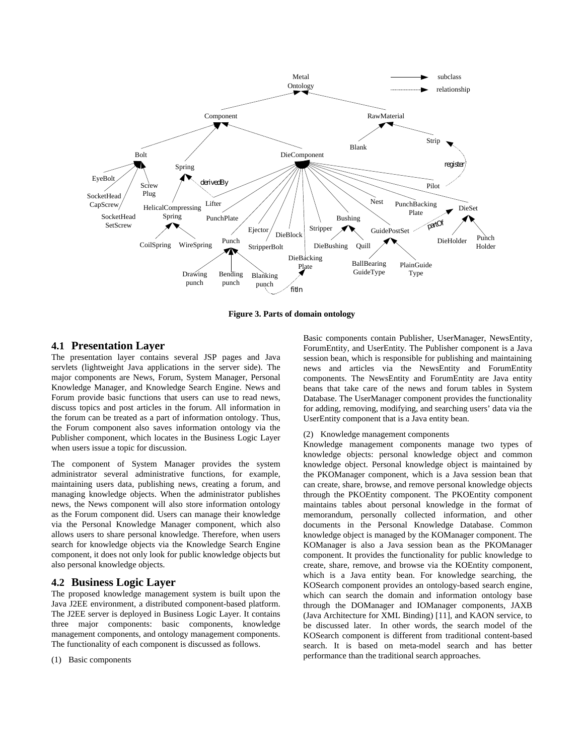**Figure 3. Parts of domain ontology**

## 4.1 Presentation Layer

The presentation layer contains several JSP pages and Java servlets (lightweight Java applications in the server side). The major components are News, Forum, System Manager, Personal Knowledge Manager, and Knowledge Search Engine. News and Forum provide basic functions that users can use to read news, discuss topics and post articles in the forum. All information in the forum can be treated as a part of information ontology. Thus, the Forum component also saves information ontology via the Publisher component, which locates in the Business Logic Layer when users issue a topic for discussion.

The component of System Manager provides the system administrator several administrative functions, for example, maintaining users data, publishing news, creating a forum, and managing knowledge objects. When the administrator publishes news, the News component will also store information ontology as the Forum component did. Users can manage their knowledge via the Personal Knowledge Manager component, which also allows users to share personal knowledge. Therefore, when users search for knowledge objects via the Knowledge Search Engine component, it does not only look for public knowledge objects but also personal knowledge objects.

## 4.2 Business Logic Layer

The proposed knowledge management system is built upon the Java J2EE environment, a distributed component-based platform. The J2EE server is deployed in Business Logic Layer. It contains three major components: basic components, knowledge management components, and ontology management components. The functionality of each component is discussed as follows.

(1) Basic components

Basic components contain Publisher, UserManager, NewsEntity, ForumEntity, and UserEntity. The Publisher component is a Java session bean, which is responsible for publishing and maintaining news and articles via the NewsEntity and ForumEntity components. The NewsEntity and ForumEntity are Java entity beans that take care of the news and forum tables in System Database. The UserManager component provides the functionality for adding, removing, modifying, and searching users' data via the UserEntity component that is a Java entity bean.

(2) Knowledge management components

Knowledge management components manage two types of knowledge objects: personal knowledge object and common knowledge object. Personal knowledge object is maintained by the PKOManager component, which is a Java session bean that can create, share, browse, and remove personal knowledge objects through the PKOEntity component. The PKOEntity component maintains tables about personal knowledge in the format of memorandum, personally collected information, and other documents in the Personal Knowledge Database. Common knowledge object is managed by the KOManager component. The KOManager is also a Java session bean as the PKOManager component. It provides the functionality for public knowledge to create, share, remove, and browse via the KOEntity component, which is a Java entity bean. For knowledge searching, the KOSearch component provides an ontology-based search engine, which can search the domain and information ontology base through the DOManager and IOManager components, JAXB (Java Architecture for XML Binding) [11], and KAON service, to be discussed later. In other words, the search model of the KOSearch component is different from traditional content-based search. It is based on meta-model search and has better performance than the traditional search approaches.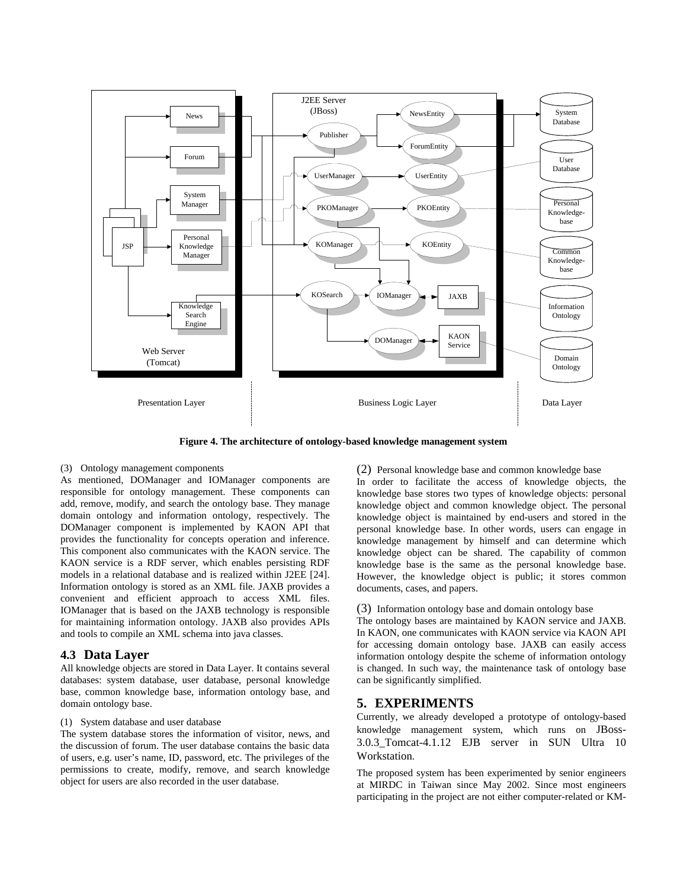**Figure 4. The architecture of ontology-based knowledge management system**

(3) Ontology management components

As mentioned, DOManager and IOManager components are responsible for ontology management. These components can add, remove, modify, and search the ontology base. They manage domain ontology and information ontology, respectively. The DOManager component is implemented by KAON API that provides the functionality for concepts operation and inference. This component also communicates with the KAON service. The KAON service is a RDF server, which enables persisting RDF models in a relational database and is realized within J2EE [24]. Information ontology is stored as an XML file. JAXB provides a convenient and efficient approach to access XML files. IOManager that is based on the JAXB technology is responsible for maintaining information ontology. JAXB also provides APIs and tools to compile an XML schema into java classes.

## 4.3 Data Layer

All knowledge objects are stored in Data Layer. It contains several databases: system database, user database, personal knowledge base, common knowledge base, information ontology base, and domain ontology base.

(1) System database and user database

The system database stores the information of visitor, news, and the discussion of forum. The user database contains the basic data of users, e.g. user's name, ID, password, etc. The privileges of the permissions to create, modify, remove, and search knowledge object for users are also recorded in the user database.

(2) Personal knowledge base and common knowledge base

In order to facilitate the access of knowledge objects, the knowledge base stores two types of knowledge objects: personal knowledge object and common knowledge object. The personal knowledge object is maintained by end-users and stored in the personal knowledge base. In other words, users can engage in knowledge management by himself and can determine which knowledge object can be shared. The capability of common knowledge base is the same as the personal knowledge base. However, the knowledge object is public; it stores common documents, cases, and papers.

(3) Information ontology base and domain ontology base

The ontology bases are maintained by KAON service and JAXB. In KAON, one communicates with KAON service via KAON API for accessing domain ontology base. JAXB can easily access information ontology despite the scheme of information ontology is changed. In such way, the maintenance task of ontology base can be significantly simplified.

## 5. EXPERIMENTS

Currently, we already developed a prototype of ontology-based knowledge management system, which runs on JBoss-3.0.3_Tomcat-4.1.12 EJB server in SUN Ultra 10 Workstation.

The proposed system has been experimented by senior engineers at MIRDC in Taiwan since May 2002. Since most engineers participating in the project are not either computer-related or KM-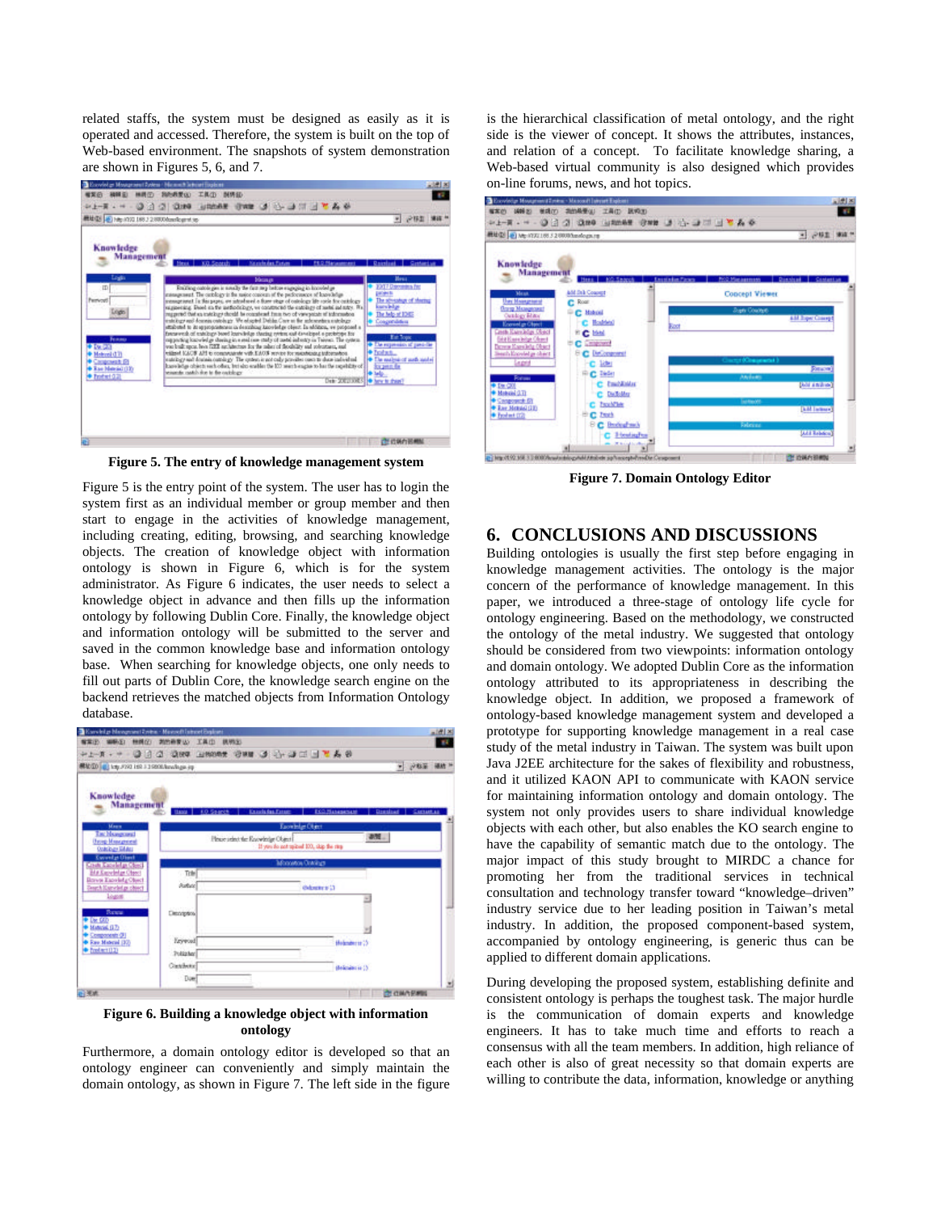related staffs, the system must be designed as easily as it is operated and accessed. Therefore, the system is built on the top of Web-based environment. The snapshots of system demonstration are shown in Figures 5, 6, and 7.

**Figure 5. The entry of knowledge management system**

Figure 5 is the entry point of the system. The user has to login the system first as an individual member or group member and then start to engage in the activities of knowledge management, including creating, editing, browsing, and searching knowledge objects. The creation of knowledge object with information ontology is shown in Figure 6, which is for the system administrator. As Figure 6 indicates, the user needs to select a knowledge object in advance and then fills up the information ontology by following Dublin Core. Finally, the knowledge object and information ontology will be submitted to the server and saved in the common knowledge base and information ontology base. When searching for knowledge objects, one only needs to fill out parts of Dublin Core, the knowledge search engine on the backend retrieves the matched objects from Information Ontology database.

**Figure 6. Building a knowledge object with information ontology**

Furthermore, a domain ontology editor is developed so that an ontology engineer can conveniently and simply maintain the domain ontology, as shown in Figure 7. The left side in the figure is the hierarchical classification of metal ontology, and the right side is the viewer of concept. It shows the attributes, instances, and relation of a concept. To facilitate knowledge sharing, a Web-based virtual community is also designed which provides on-line forums, news, and hot topics.

**Figure 7. Domain Ontology Editor**

## 6. CONCLUSIONS AND DISCUSSIONS

Building ontologies is usually the first step before engaging in knowledge management activities. The ontology is the major concern of the performance of knowledge management. In this paper, we introduced a three-stage of ontology life cycle for ontology engineering. Based on the methodology, we constructed the ontology of the metal industry. We suggested that ontology should be considered from two viewpoints: information ontology and domain ontology. We adopted Dublin Core as the information ontology attributed to its appropriateness in describing the knowledge object. In addition, we proposed a framework of ontology-based knowledge management system and developed a prototype for supporting knowledge management in a real case study of the metal industry in Taiwan. The system was built upon Java J2EE architecture for the sakes of flexibility and robustness, and it utilized KAON API to communicate with KAON service for maintaining information ontology and domain ontology. The system not only provides users to share individual knowledge objects with each other, but also enables the KO search engine to have the capability of semantic match due to the ontology. The major impact of this study brought to MIRDC a chance for promoting her from the traditional services in technical consultation and technology transfer toward "knowledge–driven" industry service due to her leading position in Taiwan's metal industry. In addition, the proposed component-based system, accompanied by ontology engineering, is generic thus can be applied to different domain applications.

During developing the proposed system, establishing definite and consistent ontology is perhaps the toughest task. The major hurdle is the communication of domain experts and knowledge engineers. It has to take much time and efforts to reach a consensus with all the team members. In addition, high reliance of each other is also of great necessity so that domain experts are willing to contribute the data, information, knowledge or anything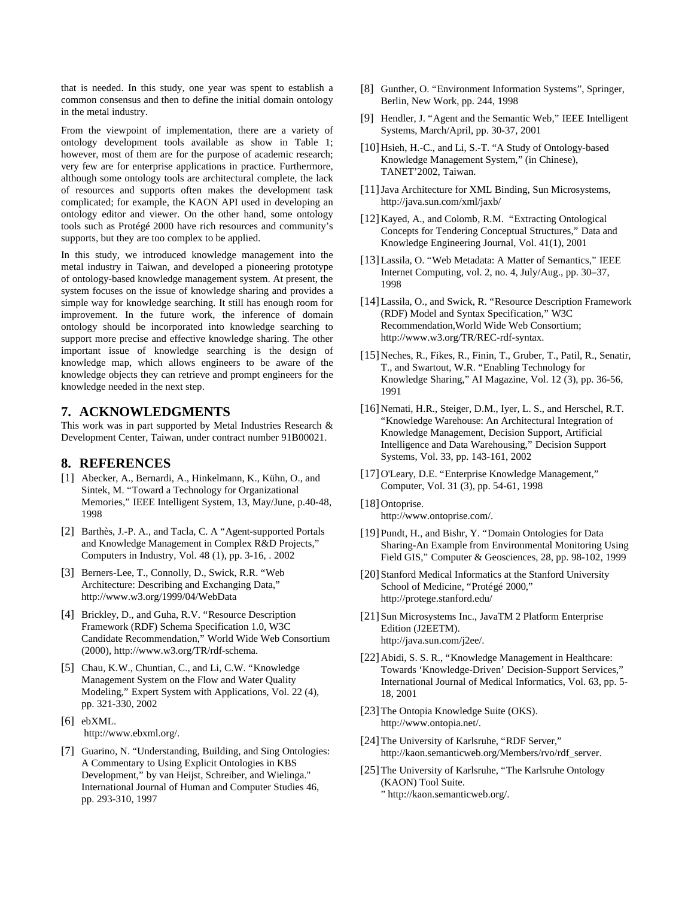that is needed. In this study, one year was spent to establish a common consensus and then to define the initial domain ontology in the metal industry.

From the viewpoint of implementation, there are a variety of ontology development tools available as show in Table 1; however, most of them are for the purpose of academic research; very few are for enterprise applications in practice. Furthermore, although some ontology tools are architectural complete, the lack of resources and supports often makes the development task complicated; for example, the KAON API used in developing an ontology editor and viewer. On the other hand, some ontology tools such as Protégé 2000 have rich resources and community's supports, but they are too complex to be applied.

In this study, we introduced knowledge management into the metal industry in Taiwan, and developed a pioneering prototype of ontology-based knowledge management system. At present, the system focuses on the issue of knowledge sharing and provides a simple way for knowledge searching. It still has enough room for improvement. In the future work, the inference of domain ontology should be incorporated into knowledge searching to support more precise and effective knowledge sharing. The other important issue of knowledge searching is the design of knowledge map, which allows engineers to be aware of the knowledge objects they can retrieve and prompt engineers for the knowledge needed in the next step.

## 7. ACKNOWLEDGMENTS

This work was in part supported by Metal Industries Research & Development Center, Taiwan, under contract number 91B00021.

## 8. REFERENCES

[1] Abecker, A., Bernardi, A., Hinkelmann, K., Kühn, O., and Sintek, M. "Toward a Technology for Organizational Memories," IEEE Intelligent System, 13, May/June, p.40-48, 1998

[2] Barthès, J.-P. A., and Tacla, C. A "Agent-supported Portals and Knowledge Management in Complex R&D Projects," Computers in Industry, Vol. 48 (1), pp. 3-16, . 2002

[3] Berners-Lee, T., Connolly, D., Swick, R.R. "Web Architecture: Describing and Exchanging Data," http://www.w3.org/1999/04/WebData

[4] Brickley, D., and Guha, R.V. "Resource Description Framework (RDF) Schema Specification 1.0, W3C Candidate Recommendation," World Wide Web Consortium (2000), http://www.w3.org/TR/rdf-schema.

[5] Chau, K.W., Chuntian, C., and Li, C.W. "Knowledge Management System on the Flow and Water Quality Modeling," Expert System with Applications, Vol. 22 (4), pp. 321-330, 2002

[6] ebXML. http://www.ebxml.org/.

[7] Guarino, N. "Understanding, Building, and Sing Ontologies: A Commentary to Using Explicit Ontologies in KBS Development," by van Heijst, Schreiber, and Wielinga." International Journal of Human and Computer Studies 46, pp. 293-310, 1997

[8] Gunther, O. "Environment Information Systems", Springer, Berlin, New Work, pp. 244, 1998

[9] Hendler, J. "Agent and the Semantic Web," IEEE Intelligent Systems, March/April, pp. 30-37, 2001

[10] Hsieh, H.-C., and Li, S.-T. "A Study of Ontology-based Knowledge Management System," (in Chinese), TANET'2002, Taiwan.

[11] Java Architecture for XML Binding, Sun Microsystems, http://java.sun.com/xml/jaxb/

[12] Kayed, A., and Colomb, R.M. "Extracting Ontological Concepts for Tendering Conceptual Structures," Data and Knowledge Engineering Journal, Vol. 41(1), 2001

[13] Lassila, O. "Web Metadata: A Matter of Semantics," IEEE Internet Computing, vol. 2, no. 4, July/Aug., pp. 30–37, 1998

[14] Lassila, O., and Swick, R. "Resource Description Framework (RDF) Model and Syntax Specification," W3C Recommendation,World Wide Web Consortium; http://www.w3.org/TR/REC-rdf-syntax.

[15] Neches, R., Fikes, R., Finin, T., Gruber, T., Patil, R., Senatir, T., and Swartout, W.R. "Enabling Technology for Knowledge Sharing," AI Magazine, Vol. 12 (3), pp. 36-56, 1991

[16] Nemati, H.R., Steiger, D.M., Iyer, L. S., and Herschel, R.T. "Knowledge Warehouse: An Architectural Integration of Knowledge Management, Decision Support, Artificial Intelligence and Data Warehousing," Decision Support Systems, Vol. 33, pp. 143-161, 2002

[17] O'Leary, D.E. "Enterprise Knowledge Management," Computer, Vol. 31 (3), pp. 54-61, 1998

[18] Ontoprise. http://www.ontoprise.com/.

[19] Pundt, H., and Bishr, Y. "Domain Ontologies for Data Sharing-An Example from Environmental Monitoring Using Field GIS," Computer & Geosciences, 28, pp. 98-102, 1999

[20] Stanford Medical Informatics at the Stanford University School of Medicine, "Protégé 2000," http://protege.stanford.edu/

[21] Sun Microsystems Inc., JavaTM 2 Platform Enterprise Edition (J2EETM). http://java.sun.com/j2ee/.

[22] Abidi, S. S. R., "Knowledge Management in Healthcare: Towards 'Knowledge-Driven' Decision-Support Services," International Journal of Medical Informatics, Vol. 63, pp. 5-18, 2001

[23] The Ontopia Knowledge Suite (OKS). http://www.ontopia.net/.

[24] The University of Karlsruhe, "RDF Server," http://kaon.semanticweb.org/Members/rvo/rdf_server.

[25] The University of Karlsruhe, "The Karlsruhe Ontology (KAON) Tool Suite. " http://kaon.semanticweb.org/.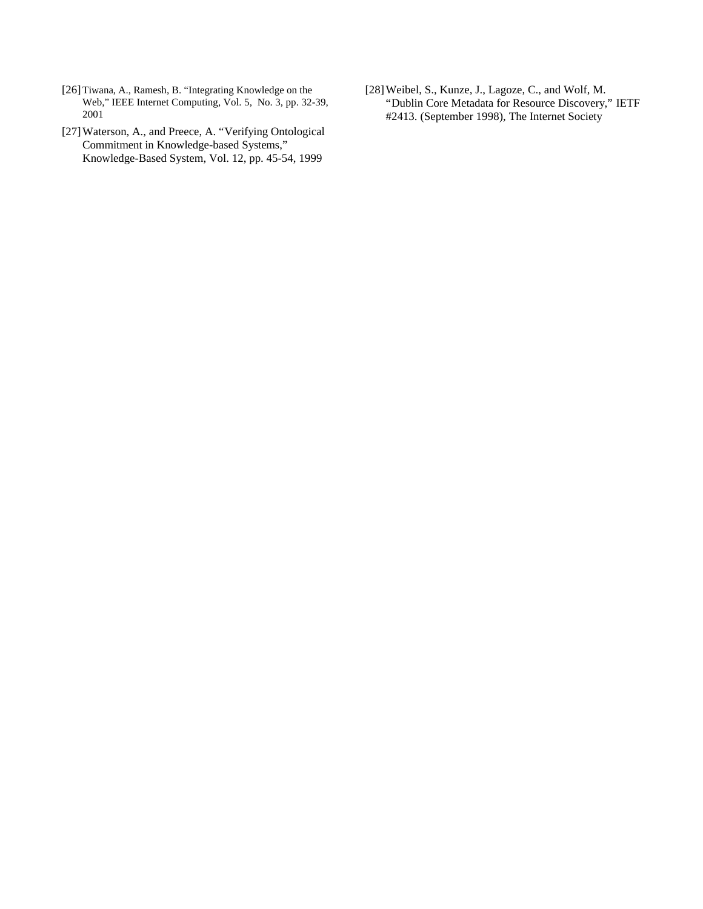[26] Tiwana, A., Ramesh, B. "Integrating Knowledge on the Web," IEEE Internet Computing, Vol. 5, No. 3, pp. 32-39, 2001

[27] Waterson, A., and Preece, A. "Verifying Ontological Commitment in Knowledge-based Systems," Knowledge-Based System, Vol. 12, pp. 45-54, 1999

[28] Weibel, S., Kunze, J., Lagoze, C., and Wolf, M. "Dublin Core Metadata for Resource Discovery," IETF #2413. (September 1998), The Internet Society